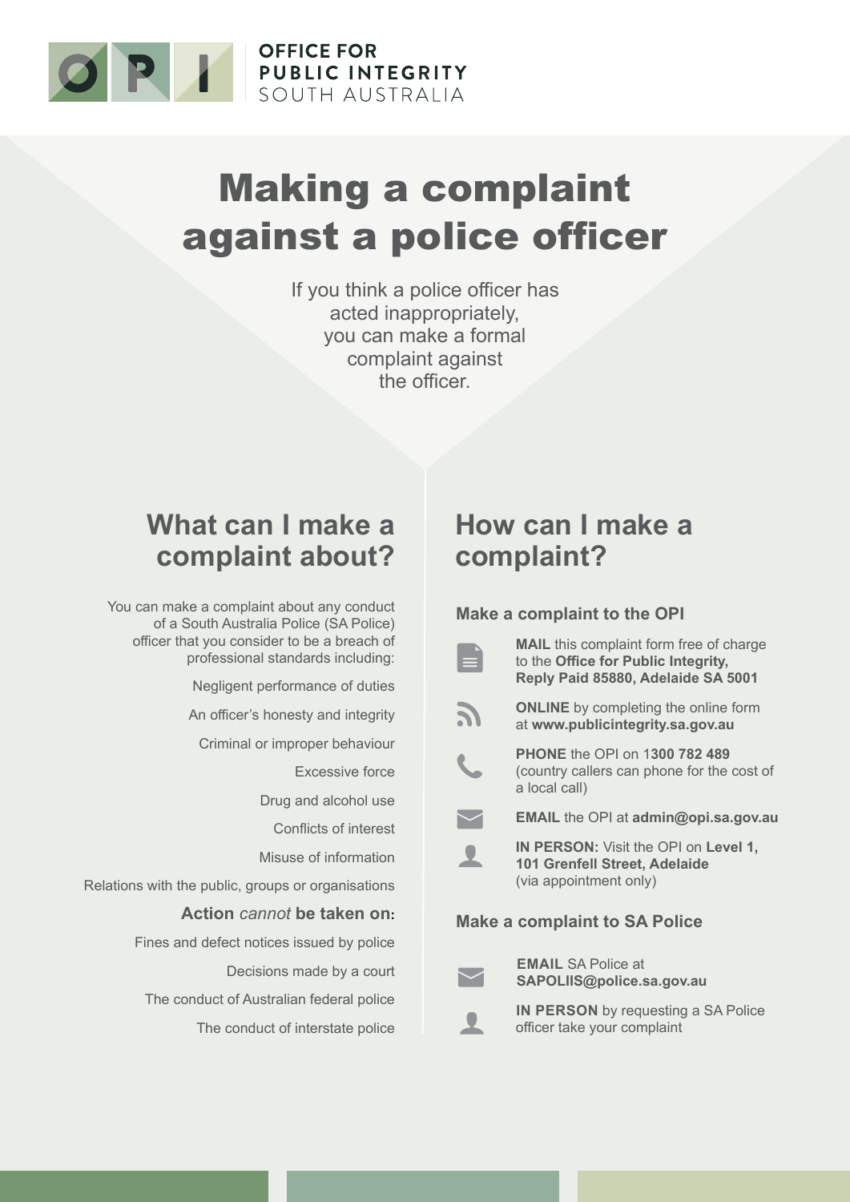OFFICE FOR PUBLIC INTEGRITY SOUTH AUSTRALIA

# Making a complaint against a police officer

If you think a police officer has acted inappropriately, you can make a formal complaint against the officer.

## What can I make a complaint about?

You can make a complaint about any conduct of a South Australia Police (SA Police) officer that you consider to be a breach of professional standards including:

- Negligent performance of duties
- An officer's honesty and integrity
- Criminal or improper behaviour
- Excessive force
- Drug and alcohol use
- Conflicts of interest
- Misuse of information
- Relations with the public, groups or organisations

**Action *cannot* be taken on:**

- Fines and defect notices issued by police
- Decisions made by a court
- The conduct of Australian federal police
- The conduct of interstate police

## How can I make a complaint?

### Make a complaint to the OPI

**MAIL** this complaint form free of charge to the **Office for Public Integrity, Reply Paid 85880, Adelaide SA 5001**

**ONLINE** by completing the online form at **www.publicintegrity.sa.gov.au**

**PHONE** the OPI on **1300 782 489** (country callers can phone for the cost of a local call)

**EMAIL** the OPI at **admin@opi.sa.gov.au**

**IN PERSON:** Visit the OPI on **Level 1, 101 Grenfell Street, Adelaide** (via appointment only)

### Make a complaint to SA Police

**EMAIL** SA Police at **SAPOLIIS@police.sa.gov.au**

**IN PERSON** by requesting a SA Police officer take your complaint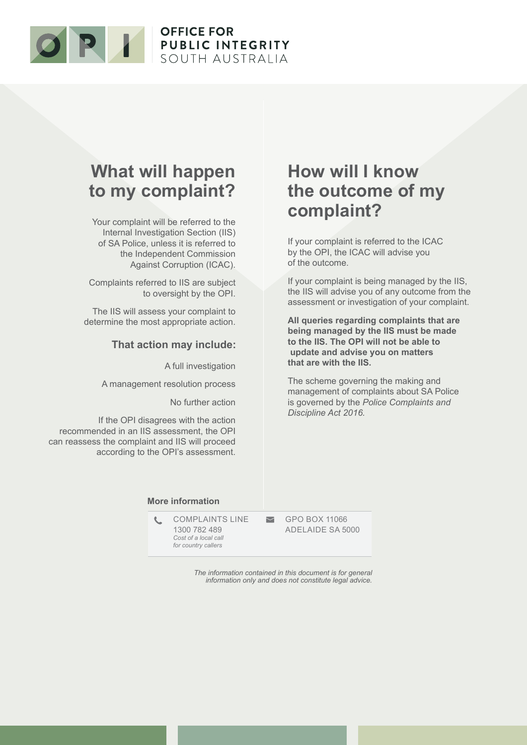# OFFICE FOR PUBLIC INTEGRITY SOUTH AUSTRALIA

## What will happen to my complaint?

Your complaint will be referred to the Internal Investigation Section (IIS) of SA Police, unless it is referred to the Independent Commission Against Corruption (ICAC).

Complaints referred to IIS are subject to oversight by the OPI.

The IIS will assess your complaint to determine the most appropriate action.

### That action may include:

A full investigation

A management resolution process

No further action

If the OPI disagrees with the action recommended in an IIS assessment, the OPI can reassess the complaint and IIS will proceed according to the OPI's assessment.

## How will I know the outcome of my complaint?

If your complaint is referred to the ICAC by the OPI, the ICAC will advise you of the outcome.

If your complaint is being managed by the IIS, the IIS will advise you of any outcome from the assessment or investigation of your complaint.

**All queries regarding complaints that are being managed by the IIS must be made to the IIS. The OPI will not be able to update and advise you on matters that are with the IIS.**

The scheme governing the making and management of complaints about SA Police is governed by the *Police Complaints and Discipline Act 2016*.

**More information**

COMPLAINTS LINE
1300 782 489
*Cost of a local call for country callers*

GPO BOX 11066
ADELAIDE SA 5000

*The information contained in this document is for general information only and does not constitute legal advice.*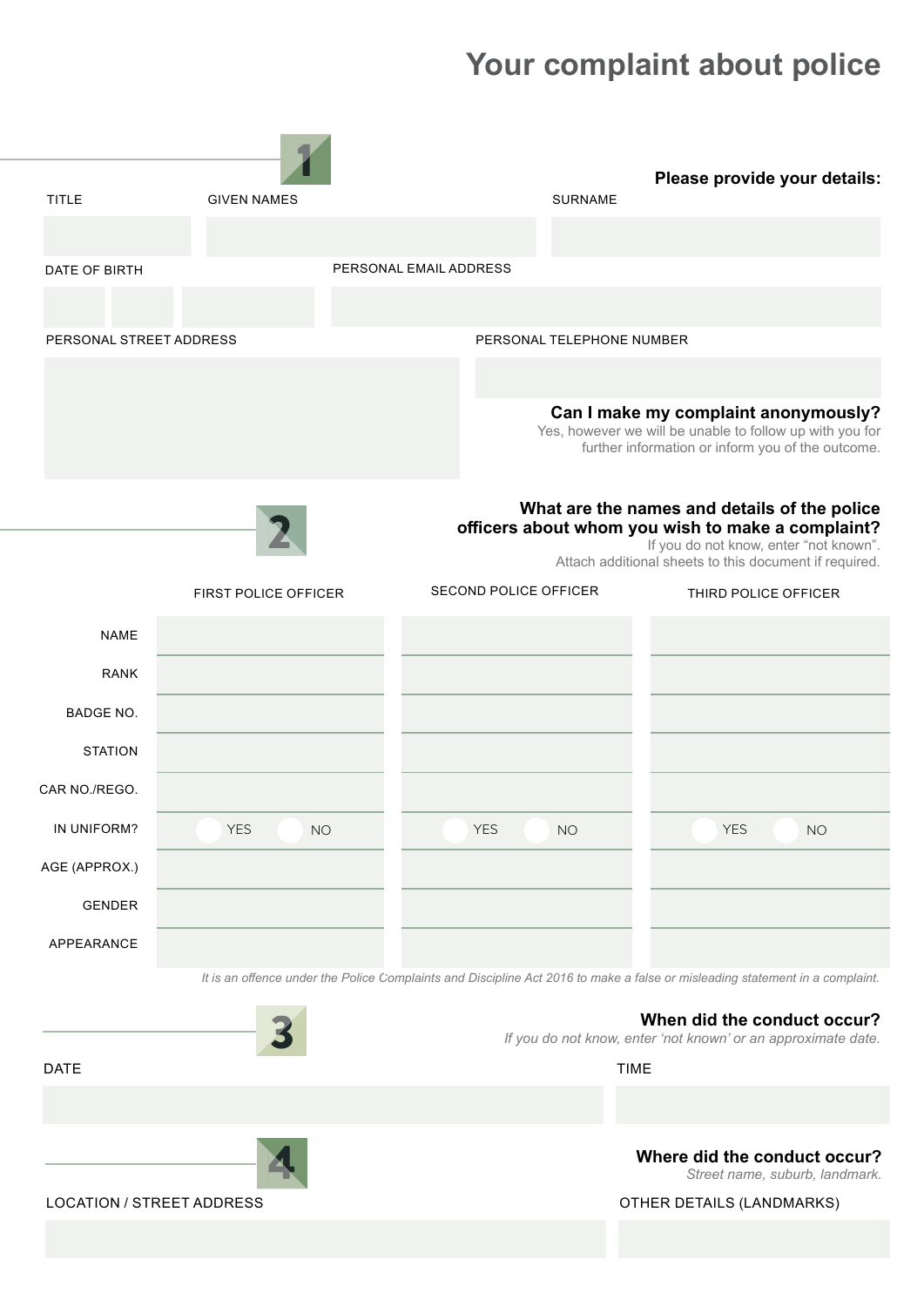# Your complaint about police

## 1

**Please provide your details:**

| TITLE | GIVEN NAMES | SURNAME |
|---|---|---|
| | | |

| DATE OF BIRTH | PERSONAL EMAIL ADDRESS |
|---|---|
| | |

| PERSONAL STREET ADDRESS | PERSONAL TELEPHONE NUMBER |
|---|---|
| | |

**Can I make my complaint anonymously?**
Yes, however we will be unable to follow up with you for further information or inform you of the outcome.

## 2

**What are the names and details of the police officers about whom you wish to make a complaint?**
If you do not know, enter "not known".
Attach additional sheets to this document if required.

| | FIRST POLICE OFFICER | SECOND POLICE OFFICER | THIRD POLICE OFFICER |
|---|---|---|---|
| NAME | | | |
| RANK | | | |
| BADGE NO. | | | |
| STATION | | | |
| CAR NO./REGO. | | | |
| IN UNIFORM? | YES NO | YES NO | YES NO |
| AGE (APPROX.) | | | |
| GENDER | | | |
| APPEARANCE | | | |

*It is an offence under the Police Complaints and Discipline Act 2016 to make a false or misleading statement in a complaint.*

## 3

**When did the conduct occur?**
*If you do not know, enter 'not known' or an approximate date.*

| DATE | TIME |
|---|---|
| | |

## 4

**Where did the conduct occur?**
*Street name, suburb, landmark.*

| LOCATION / STREET ADDRESS | OTHER DETAILS (LANDMARKS) |
|---|---|
| | |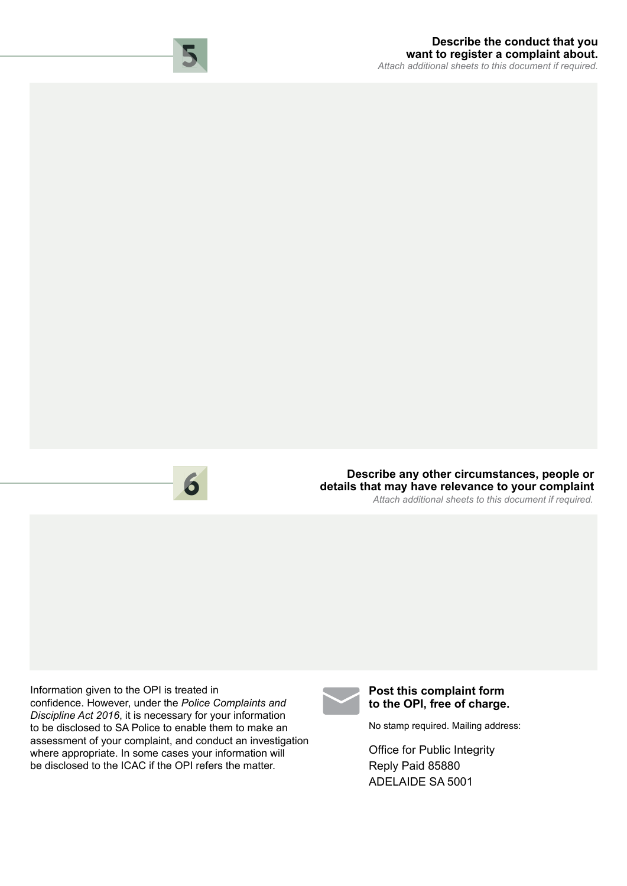## 5

**Describe the conduct that you want to register a complaint about.**

*Attach additional sheets to this document if required.*

## 6

**Describe any other circumstances, people or details that may have relevance to your complaint**

*Attach additional sheets to this document if required.*

Information given to the OPI is treated in confidence. However, under the *Police Complaints and Discipline Act 2016*, it is necessary for your information to be disclosed to SA Police to enable them to make an assessment of your complaint, and conduct an investigation where appropriate. In some cases your information will be disclosed to the ICAC if the OPI refers the matter.

**Post this complaint form to the OPI, free of charge.**

No stamp required. Mailing address:

Office for Public Integrity
Reply Paid 85880
ADELAIDE SA 5001